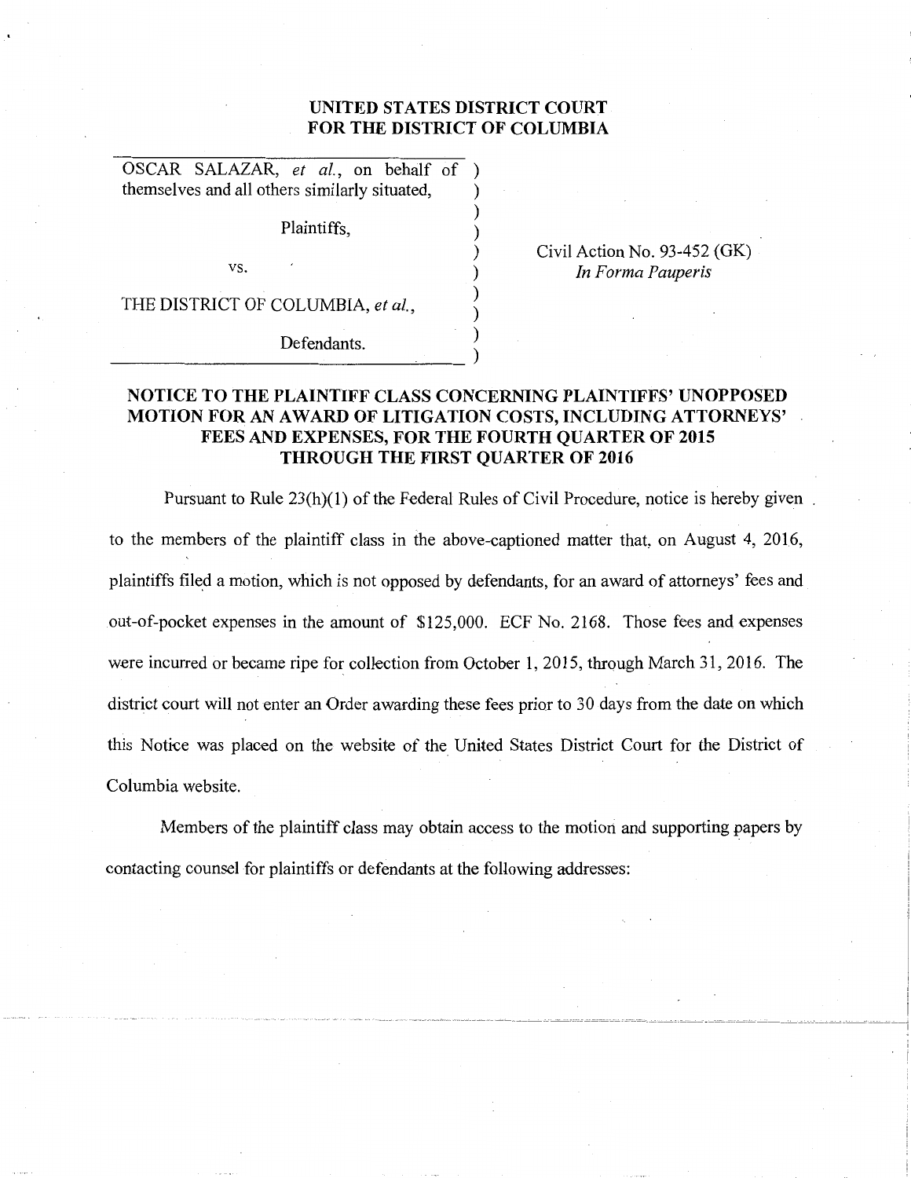**UNITED STATES DISTRICT COURT**
**FOR THE DISTRICT OF COLUMBIA**

| | | |
|---|---|---|
| OSCAR SALAZAR, *et al.*, on behalf of themselves and all others similarly situated, | ) | |
| Plaintiffs, | ) | |
| vs. | ) | Civil Action No. 93-452 (GK) *In Forma Pauperis* |
| THE DISTRICT OF COLUMBIA, *et al.*, | ) | |
| Defendants. | ) | |

**NOTICE TO THE PLAINTIFF CLASS CONCERNING PLAINTIFFS' UNOPPOSED MOTION FOR AN AWARD OF LITIGATION COSTS, INCLUDING ATTORNEYS' FEES AND EXPENSES, FOR THE FOURTH QUARTER OF 2015 THROUGH THE FIRST QUARTER OF 2016**

Pursuant to Rule 23(h)(1) of the Federal Rules of Civil Procedure, notice is hereby given to the members of the plaintiff class in the above-captioned matter that, on August 4, 2016, plaintiffs filed a motion, which is not opposed by defendants, for an award of attorneys' fees and out-of-pocket expenses in the amount of $125,000. ECF No. 2168. Those fees and expenses were incurred or became ripe for collection from October 1, 2015, through March 31, 2016. The district court will not enter an Order awarding these fees prior to 30 days from the date on which this Notice was placed on the website of the United States District Court for the District of Columbia website.

Members of the plaintiff class may obtain access to the motion and supporting papers by contacting counsel for plaintiffs or defendants at the following addresses: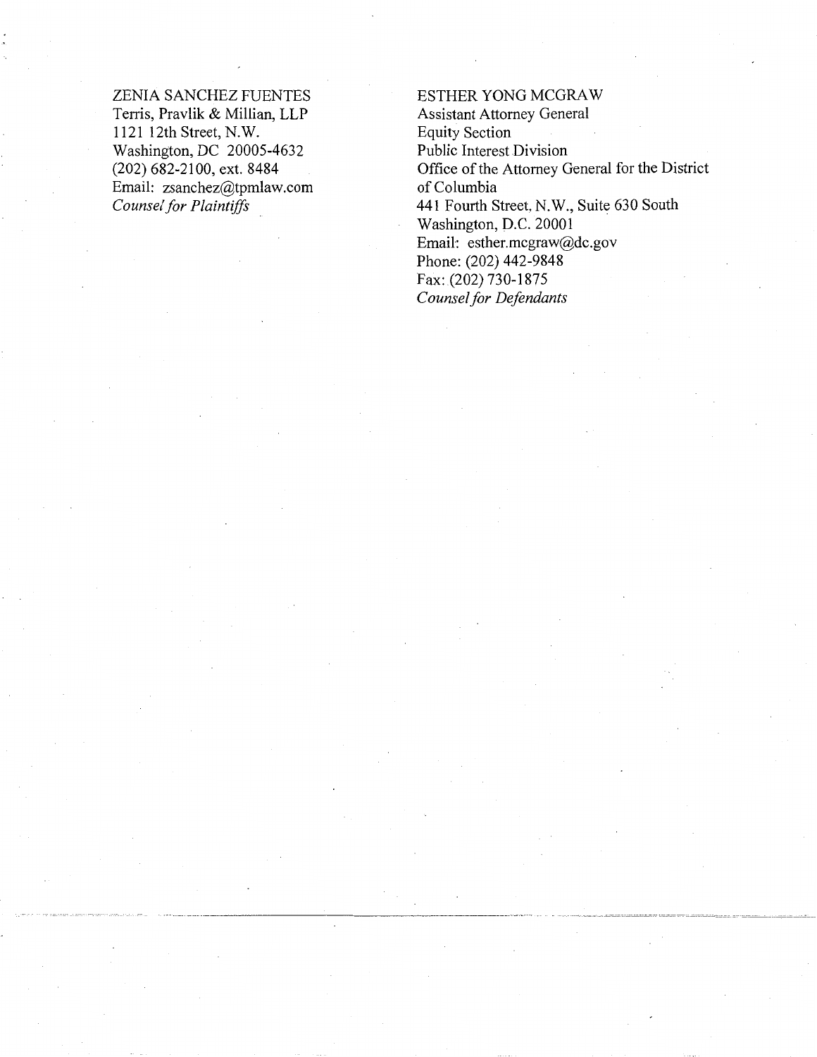ZENIA SANCHEZ FUENTES
Terris, Pravlik & Millian, LLP
1121 12th Street, N.W.
Washington, DC 20005-4632
(202) 682-2100, ext. 8484
Email: zsanchez@tpmlaw.com
*Counsel for Plaintiffs*

ESTHER YONG MCGRAW
Assistant Attorney General
Equity Section
Public Interest Division
Office of the Attorney General for the District of Columbia
441 Fourth Street, N.W., Suite 630 South
Washington, D.C. 20001
Email: esther.mcgraw@dc.gov
Phone: (202) 442-9848
Fax: (202) 730-1875
*Counsel for Defendants*